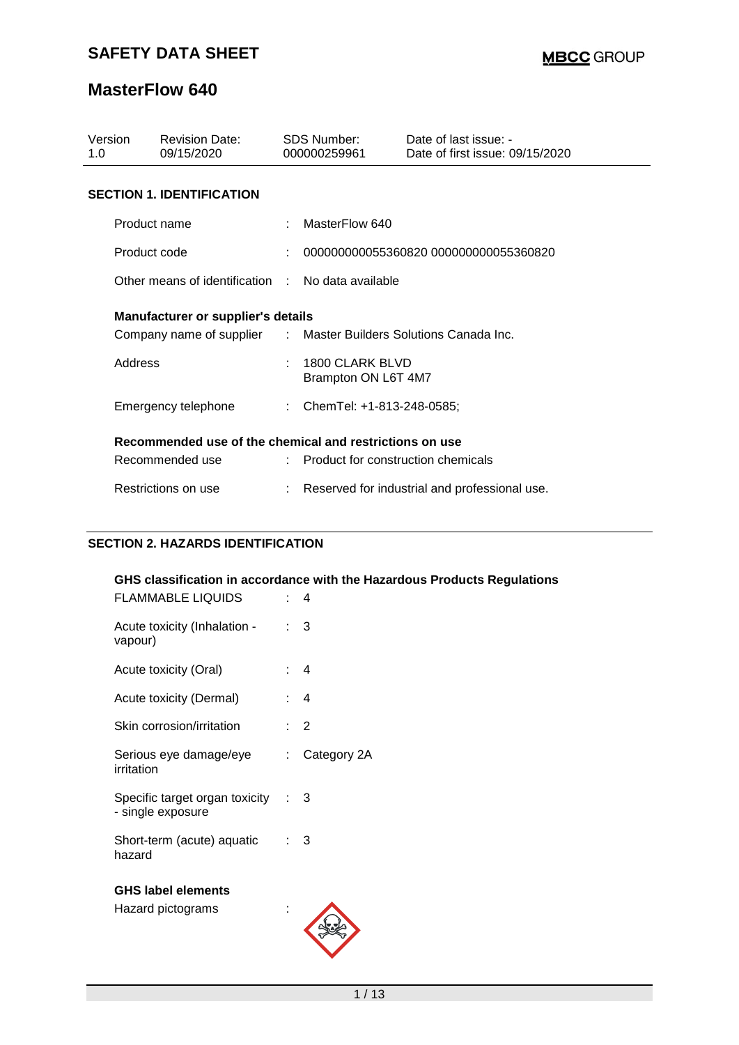# SAFETY DATA SHEET

# MasterFlow 640

| Version | Revision Date: | SDS Number: | Date of last issue: - |
|---|---|---|---|
| 1.0 | 09/15/2020 | 000000259961 | Date of first issue: 09/15/2020 |

## SECTION 1. IDENTIFICATION

| | | |
|---|---|---|
| Product name | : | MasterFlow 640 |
| Product code | : | 000000000055360820 000000000055360820 |
| Other means of identification | : | No data available |

**Manufacturer or supplier's details**

| | | |
|---|---|---|
| Company name of supplier | : | Master Builders Solutions Canada Inc. |
| Address | : | 1800 CLARK BLVD<br>Brampton ON L6T 4M7 |
| Emergency telephone | : | ChemTel: +1-813-248-0585; |

**Recommended use of the chemical and restrictions on use**

| | | |
|---|---|---|
| Recommended use | : | Product for construction chemicals |
| Restrictions on use | : | Reserved for industrial and professional use. |

## SECTION 2. HAZARDS IDENTIFICATION

**GHS classification in accordance with the Hazardous Products Regulations**

| | | |
|---|---|---|
| FLAMMABLE LIQUIDS | : | 4 |
| Acute toxicity (Inhalation - vapour) | : | 3 |
| Acute toxicity (Oral) | : | 4 |
| Acute toxicity (Dermal) | : | 4 |
| Skin corrosion/irritation | : | 2 |
| Serious eye damage/eye irritation | : | Category 2A |
| Specific target organ toxicity - single exposure | : | 3 |
| Short-term (acute) aquatic hazard | : | 3 |

**GHS label elements**

Hazard pictograms :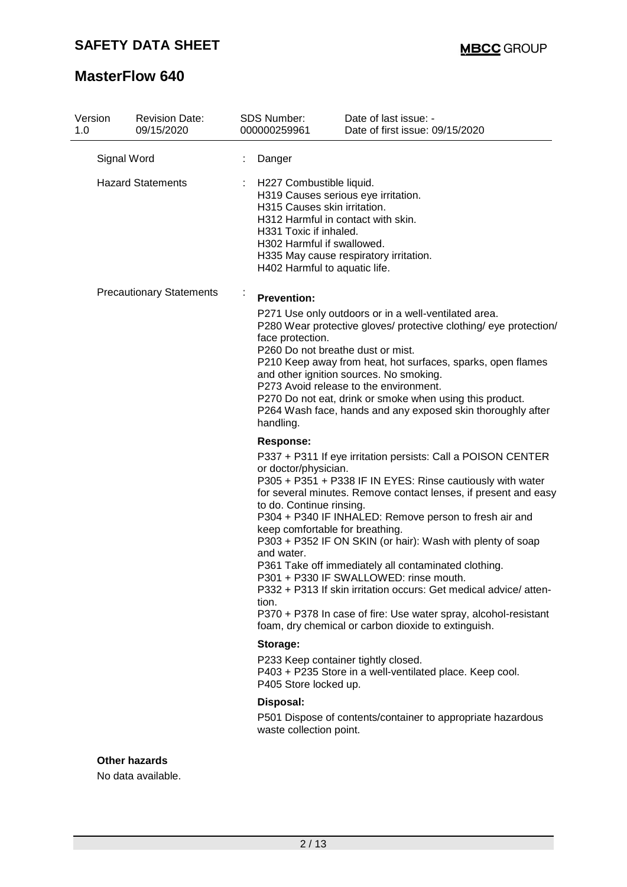| Version 1.0 | Revision Date: 09/15/2020 | SDS Number: 000000259961 | Date of last issue: - Date of first issue: 09/15/2020 |
|---|---|---|---|

Signal Word : Danger

Hazard Statements :
H227 Combustible liquid.
H319 Causes serious eye irritation.
H315 Causes skin irritation.
H312 Harmful in contact with skin.
H331 Toxic if inhaled.
H302 Harmful if swallowed.
H335 May cause respiratory irritation.
H402 Harmful to aquatic life.

Precautionary Statements :

**Prevention:**

P271 Use only outdoors or in a well-ventilated area.
P280 Wear protective gloves/ protective clothing/ eye protection/ face protection.
P260 Do not breathe dust or mist.
P210 Keep away from heat, hot surfaces, sparks, open flames and other ignition sources. No smoking.
P273 Avoid release to the environment.
P270 Do not eat, drink or smoke when using this product.
P264 Wash face, hands and any exposed skin thoroughly after handling.

**Response:**

P337 + P311 If eye irritation persists: Call a POISON CENTER or doctor/physician.
P305 + P351 + P338 IF IN EYES: Rinse cautiously with water for several minutes. Remove contact lenses, if present and easy to do. Continue rinsing.
P304 + P340 IF INHALED: Remove person to fresh air and keep comfortable for breathing.
P303 + P352 IF ON SKIN (or hair): Wash with plenty of soap and water.
P361 Take off immediately all contaminated clothing.
P301 + P330 IF SWALLOWED: rinse mouth.
P332 + P313 If skin irritation occurs: Get medical advice/ attention.
P370 + P378 In case of fire: Use water spray, alcohol-resistant foam, dry chemical or carbon dioxide to extinguish.

**Storage:**

P233 Keep container tightly closed.
P403 + P235 Store in a well-ventilated place. Keep cool.
P405 Store locked up.

**Disposal:**

P501 Dispose of contents/container to appropriate hazardous waste collection point.

**Other hazards**

No data available.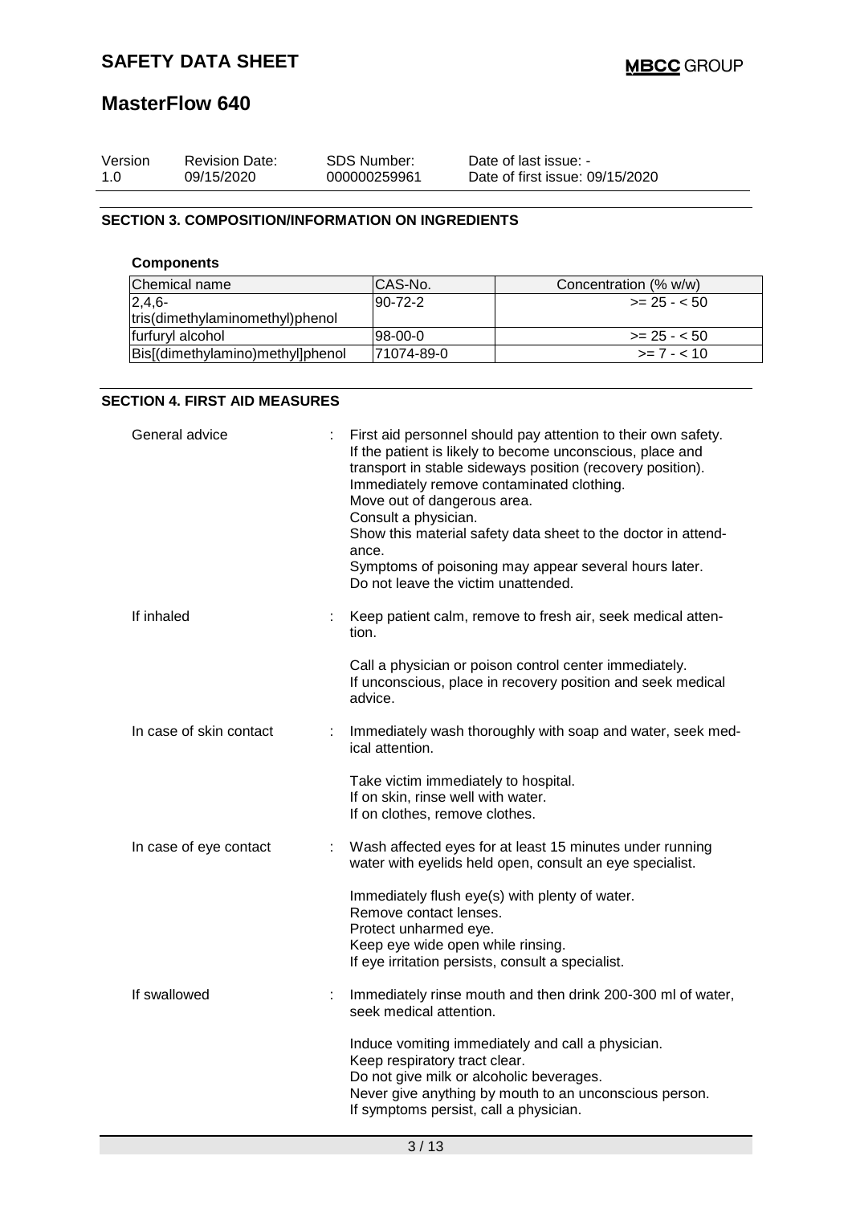## SECTION 3. COMPOSITION/INFORMATION ON INGREDIENTS

**Components**

| Chemical name | CAS-No. | Concentration (% w/w) |
|---|---|---|
| 2,4,6-tris(dimethylaminomethyl)phenol | 90-72-2 | >= 25 - < 50 |
| furfuryl alcohol | 98-00-0 | >= 25 - < 50 |
| Bis[(dimethylamino)methyl]phenol | 71074-89-0 | >= 7 - < 10 |

## SECTION 4. FIRST AID MEASURES

**General advice** : First aid personnel should pay attention to their own safety.
If the patient is likely to become unconscious, place and transport in stable sideways position (recovery position).
Immediately remove contaminated clothing.
Move out of dangerous area.
Consult a physician.
Show this material safety data sheet to the doctor in attendance.
Symptoms of poisoning may appear several hours later.
Do not leave the victim unattended.

**If inhaled** : Keep patient calm, remove to fresh air, seek medical attention.

Call a physician or poison control center immediately.
If unconscious, place in recovery position and seek medical advice.

**In case of skin contact** : Immediately wash thoroughly with soap and water, seek medical attention.

Take victim immediately to hospital.
If on skin, rinse well with water.
If on clothes, remove clothes.

**In case of eye contact** : Wash affected eyes for at least 15 minutes under running water with eyelids held open, consult an eye specialist.

Immediately flush eye(s) with plenty of water.
Remove contact lenses.
Protect unharmed eye.
Keep eye wide open while rinsing.
If eye irritation persists, consult a specialist.

**If swallowed** : Immediately rinse mouth and then drink 200-300 ml of water, seek medical attention.

Induce vomiting immediately and call a physician.
Keep respiratory tract clear.
Do not give milk or alcoholic beverages.
Never give anything by mouth to an unconscious person.
If symptoms persist, call a physician.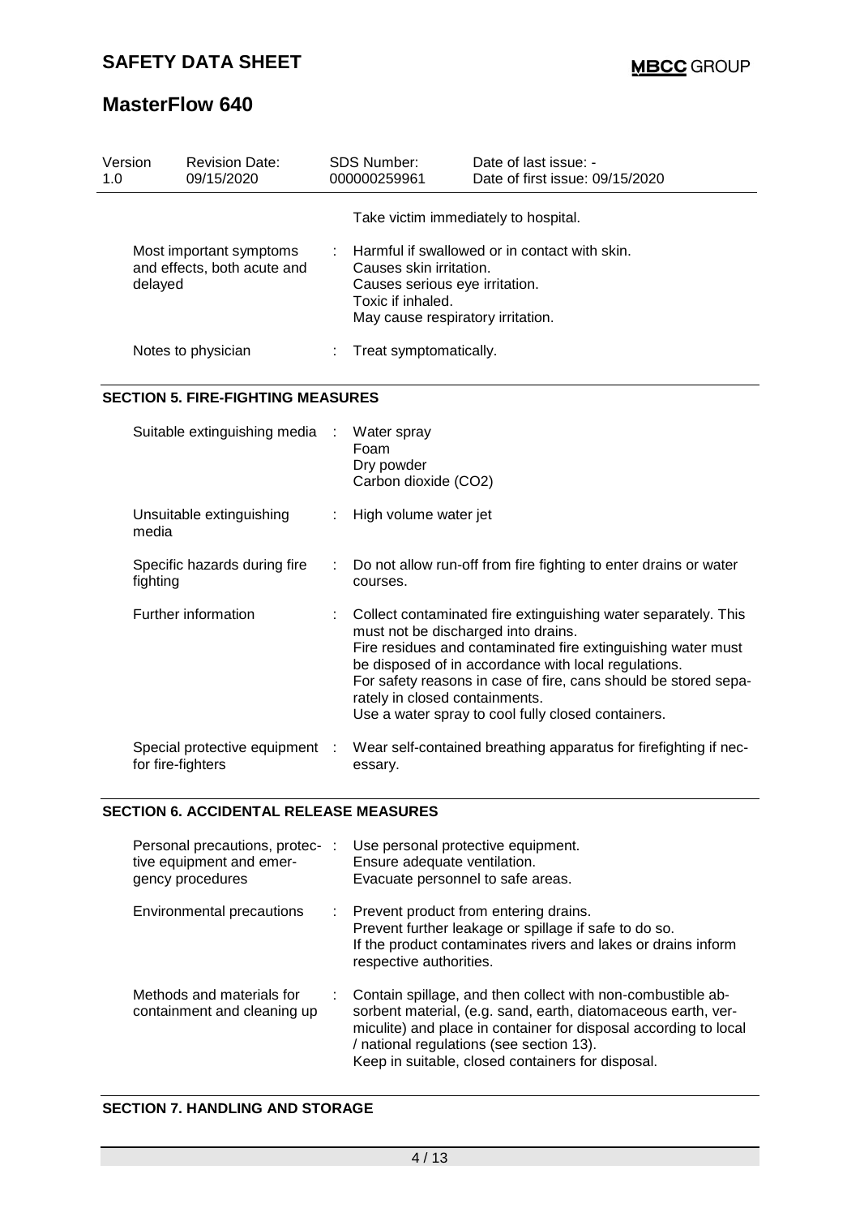| | | |
|---|---|---|
| | | Take victim immediately to hospital. |
| Most important symptoms and effects, both acute and delayed | : | Harmful if swallowed or in contact with skin.<br>Causes skin irritation.<br>Causes serious eye irritation.<br>Toxic if inhaled.<br>May cause respiratory irritation. |
| Notes to physician | : | Treat symptomatically. |

## SECTION 5. FIRE-FIGHTING MEASURES

| | | |
|---|---|---|
| Suitable extinguishing media | : | Water spray<br>Foam<br>Dry powder<br>Carbon dioxide ($CO_2$) |
| Unsuitable extinguishing media | : | High volume water jet |
| Specific hazards during fire fighting | : | Do not allow run-off from fire fighting to enter drains or water courses. |
| Further information | : | Collect contaminated fire extinguishing water separately. This must not be discharged into drains.<br>Fire residues and contaminated fire extinguishing water must be disposed of in accordance with local regulations.<br>For safety reasons in case of fire, cans should be stored separately in closed containments.<br>Use a water spray to cool fully closed containers. |
| Special protective equipment for fire-fighters | : | Wear self-contained breathing apparatus for firefighting if necessary. |

## SECTION 6. ACCIDENTAL RELEASE MEASURES

| | | |
|---|---|---|
| Personal precautions, protective equipment and emergency procedures | : | Use personal protective equipment.<br>Ensure adequate ventilation.<br>Evacuate personnel to safe areas. |
| Environmental precautions | : | Prevent product from entering drains.<br>Prevent further leakage or spillage if safe to do so.<br>If the product contaminates rivers and lakes or drains inform respective authorities. |
| Methods and materials for containment and cleaning up | : | Contain spillage, and then collect with non-combustible absorbent material, (e.g. sand, earth, diatomaceous earth, vermiculite) and place in container for disposal according to local / national regulations (see section 13).<br>Keep in suitable, closed containers for disposal. |

## SECTION 7. HANDLING AND STORAGE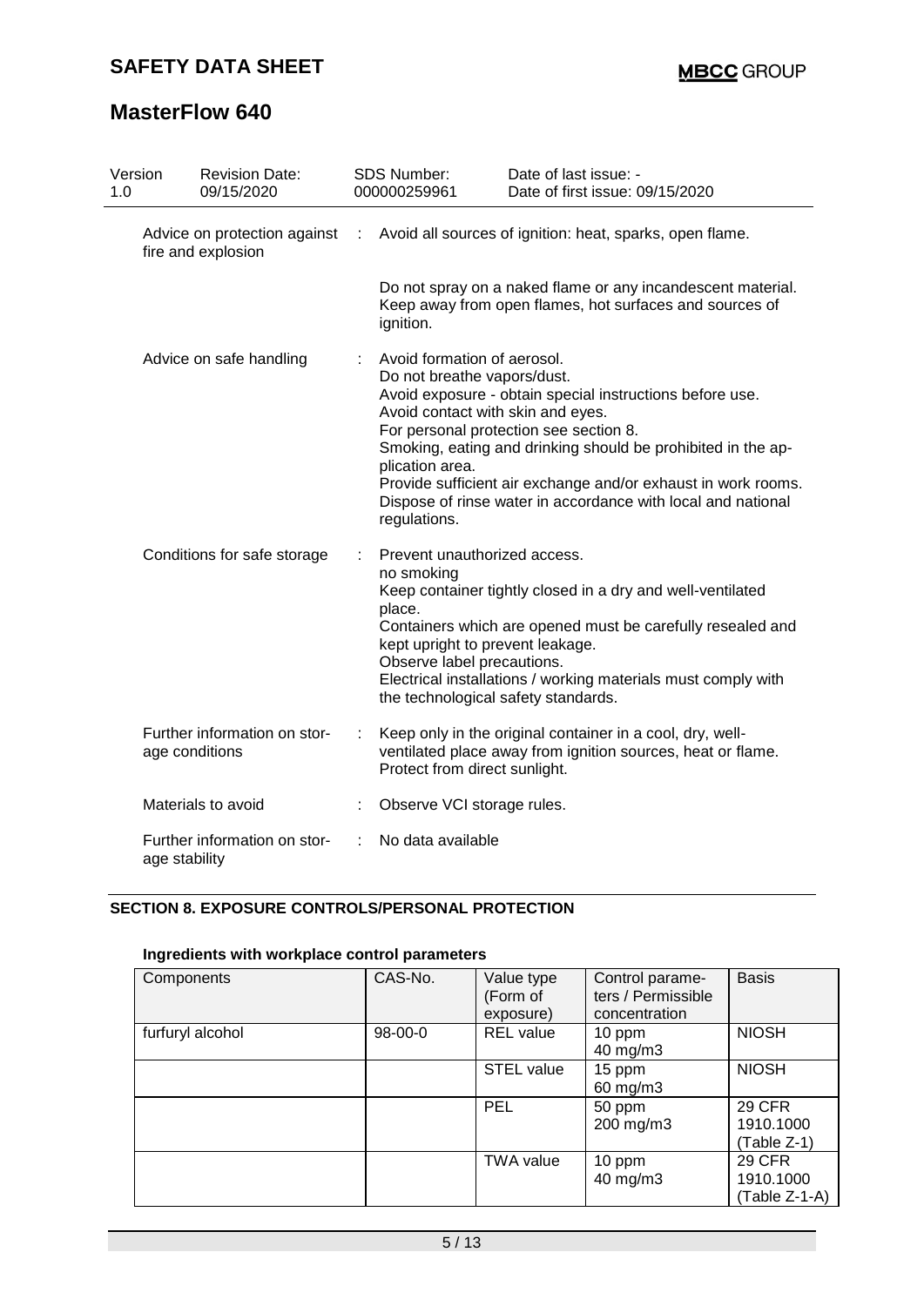| Version 1.0 | Revision Date: 09/15/2020 | SDS Number: 000000259961 | Date of last issue: - Date of first issue: 09/15/2020 |
|---|---|---|---|

Advice on protection against fire and explosion : Avoid all sources of ignition: heat, sparks, open flame.

Do not spray on a naked flame or any incandescent material. Keep away from open flames, hot surfaces and sources of ignition.

Advice on safe handling : Avoid formation of aerosol.
Do not breathe vapors/dust.
Avoid exposure - obtain special instructions before use.
Avoid contact with skin and eyes.
For personal protection see section 8.
Smoking, eating and drinking should be prohibited in the application area.
Provide sufficient air exchange and/or exhaust in work rooms.
Dispose of rinse water in accordance with local and national regulations.

Conditions for safe storage : Prevent unauthorized access.
no smoking
Keep container tightly closed in a dry and well-ventilated place.
Containers which are opened must be carefully resealed and kept upright to prevent leakage.
Observe label precautions.
Electrical installations / working materials must comply with the technological safety standards.

Further information on storage conditions : Keep only in the original container in a cool, dry, well-ventilated place away from ignition sources, heat or flame. Protect from direct sunlight.

Materials to avoid : Observe VCI storage rules.

Further information on storage stability : No data available

## SECTION 8. EXPOSURE CONTROLS/PERSONAL PROTECTION

### Ingredients with workplace control parameters

| Components | CAS-No. | Value type (Form of exposure) | Control parameters / Permissible concentration | Basis |
|---|---|---|---|---|
| furfuryl alcohol | 98-00-0 | REL value | 10 ppm 40 mg/m3 | NIOSH |
| | | STEL value | 15 ppm 60 mg/m3 | NIOSH |
| | | PEL | 50 ppm 200 mg/m3 | 29 CFR 1910.1000 (Table Z-1) |
| | | TWA value | 10 ppm 40 mg/m3 | 29 CFR 1910.1000 (Table Z-1-A) |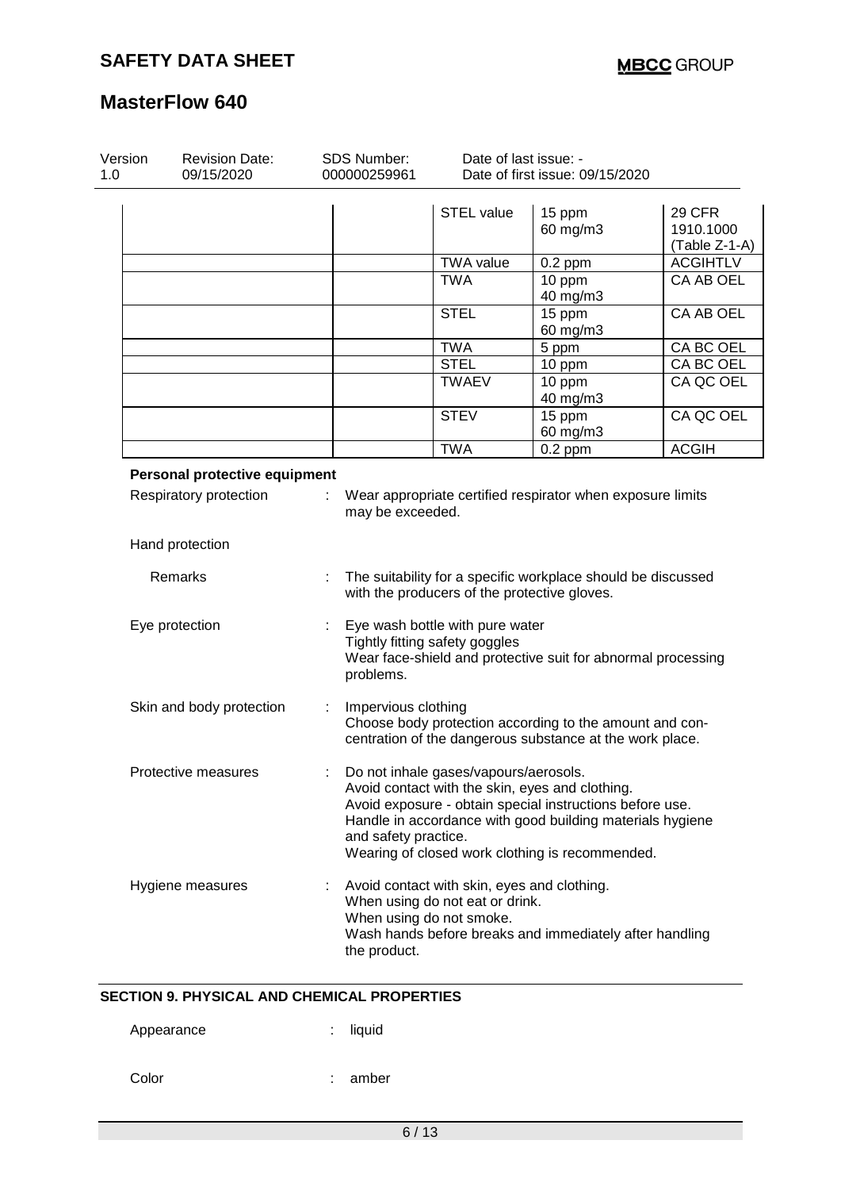| | | | | |
|---|---|---|---|---|
| | | STEL value | 15 ppm<br>60 mg/m3 | 29 CFR 1910.1000 (Table Z-1-A) |
| | | TWA value | 0.2 ppm | ACGIHTLV |
| | | TWA | 10 ppm<br>40 mg/m3 | CA AB OEL |
| | | STEL | 15 ppm<br>60 mg/m3 | CA AB OEL |
| | | TWA | 5 ppm | CA BC OEL |
| | | STEL | 10 ppm | CA BC OEL |
| | | TWAEV | 10 ppm<br>40 mg/m3 | CA QC OEL |
| | | STEV | 15 ppm<br>60 mg/m3 | CA QC OEL |
| | | TWA | 0.2 ppm | ACGIH |

**Personal protective equipment**

Respiratory protection : Wear appropriate certified respirator when exposure limits may be exceeded.

Hand protection

Remarks : The suitability for a specific workplace should be discussed with the producers of the protective gloves.

Eye protection : Eye wash bottle with pure water
Tightly fitting safety goggles
Wear face-shield and protective suit for abnormal processing problems.

Skin and body protection : Impervious clothing
Choose body protection according to the amount and concentration of the dangerous substance at the work place.

Protective measures : Do not inhale gases/vapours/aerosols.
Avoid contact with the skin, eyes and clothing.
Avoid exposure - obtain special instructions before use.
Handle in accordance with good building materials hygiene and safety practice.
Wearing of closed work clothing is recommended.

Hygiene measures : Avoid contact with skin, eyes and clothing.
When using do not eat or drink.
When using do not smoke.
Wash hands before breaks and immediately after handling the product.

## SECTION 9. PHYSICAL AND CHEMICAL PROPERTIES

Appearance : liquid

Color : amber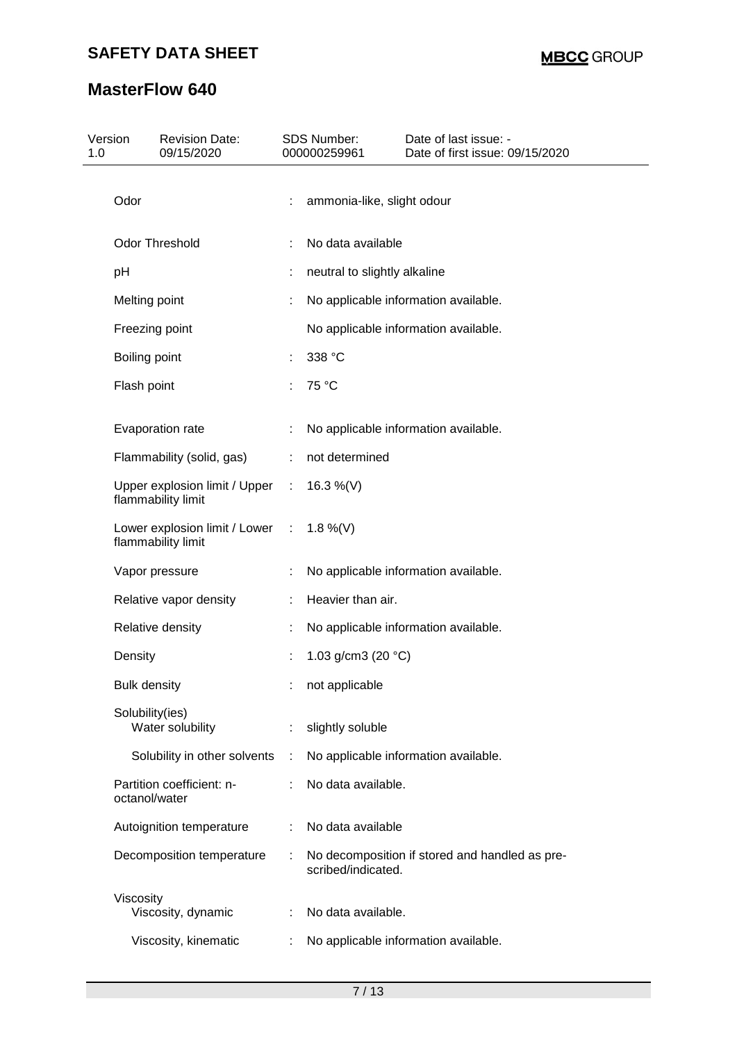| Version 1.0 | Revision Date: 09/15/2020 | SDS Number: 000000259961 | Date of last issue: - Date of first issue: 09/15/2020 |
|---|---|---|---|

| Property | | Value |
|---|---|---|
| Odor | : | ammonia-like, slight odour |
| Odor Threshold | : | No data available |
| pH | : | neutral to slightly alkaline |
| Melting point | : | No applicable information available. |
| Freezing point | | No applicable information available. |
| Boiling point | : | 338 °C |
| Flash point | : | 75 °C |
| Evaporation rate | : | No applicable information available. |
| Flammability (solid, gas) | : | not determined |
| Upper explosion limit / Upper flammability limit | : | 16.3 %(V) |
| Lower explosion limit / Lower flammability limit | : | 1.8 %(V) |
| Vapor pressure | : | No applicable information available. |
| Relative vapor density | : | Heavier than air. |
| Relative density | : | No applicable information available. |
| Density | : | 1.03 g/cm3 (20 °C) |
| Bulk density | : | not applicable |
| Solubility(ies) | | |
| Water solubility | : | slightly soluble |
| Solubility in other solvents | : | No applicable information available. |
| Partition coefficient: n-octanol/water | : | No data available. |
| Autoignition temperature | : | No data available |
| Decomposition temperature | : | No decomposition if stored and handled as prescribed/indicated. |
| Viscosity | | |
| Viscosity, dynamic | : | No data available. |
| Viscosity, kinematic | : | No applicable information available. |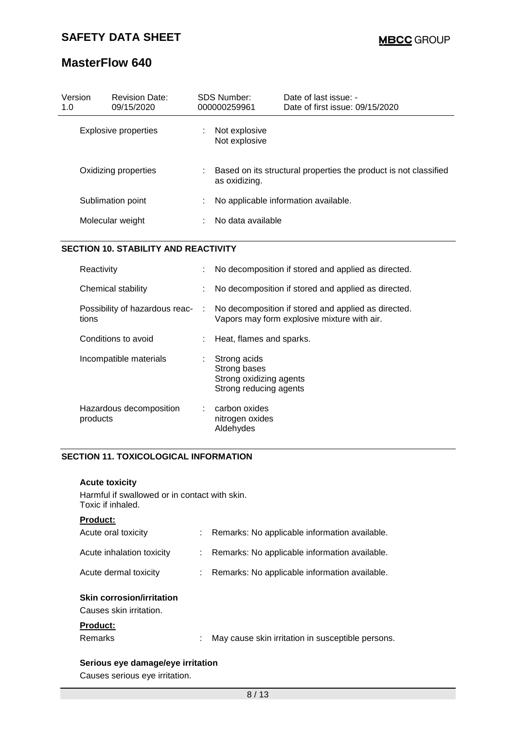| Explosive properties | : | Not explosive<br>Not explosive |
|---|---|---|
| Oxidizing properties | : | Based on its structural properties the product is not classified as oxidizing. |
| Sublimation point | : | No applicable information available. |
| Molecular weight | : | No data available |

## SECTION 10. STABILITY AND REACTIVITY

| Reactivity | : | No decomposition if stored and applied as directed. |
|---|---|---|
| Chemical stability | : | No decomposition if stored and applied as directed. |
| Possibility of hazardous reactions | : | No decomposition if stored and applied as directed.<br>Vapors may form explosive mixture with air. |
| Conditions to avoid | : | Heat, flames and sparks. |
| Incompatible materials | : | Strong acids<br>Strong bases<br>Strong oxidizing agents<br>Strong reducing agents |
| Hazardous decomposition products | : | carbon oxides<br>nitrogen oxides<br>Aldehydes |

## SECTION 11. TOXICOLOGICAL INFORMATION

**Acute toxicity**

Harmful if swallowed or in contact with skin.
Toxic if inhaled.

**Product:**

| Acute oral toxicity | : | Remarks: No applicable information available. |
|---|---|---|
| Acute inhalation toxicity | : | Remarks: No applicable information available. |
| Acute dermal toxicity | : | Remarks: No applicable information available. |

**Skin corrosion/irritation**

Causes skin irritation.

**Product:**

| Remarks | : | May cause skin irritation in susceptible persons. |
|---|---|---|

**Serious eye damage/eye irritation**

Causes serious eye irritation.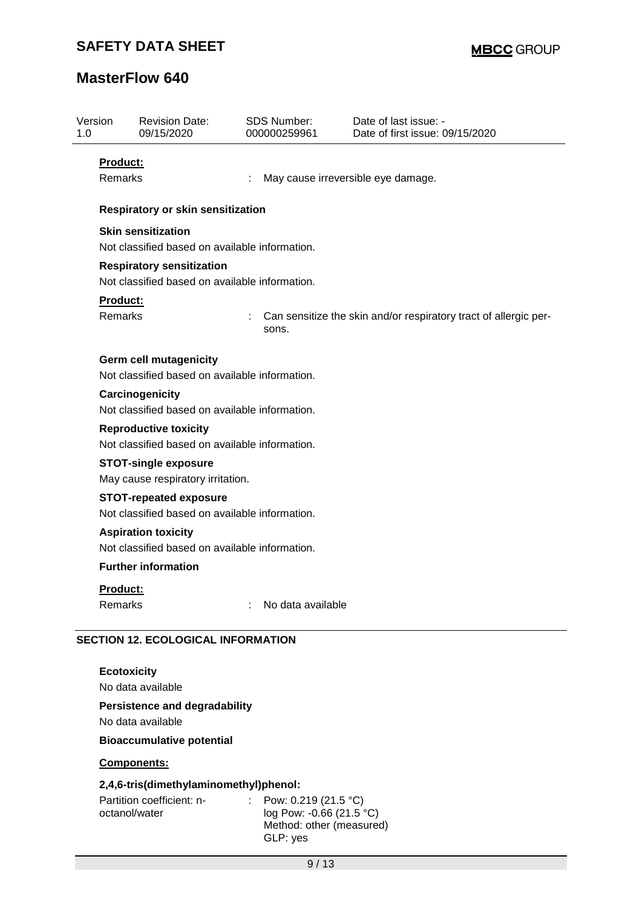| Version | Revision Date: | SDS Number: | Date of last issue: - |
| --- | --- | --- | --- |
| 1.0 | 09/15/2020 | 000000259961 | Date of first issue: 09/15/2020 |

**Product:**

Remarks : May cause irreversible eye damage.

**Respiratory or skin sensitization**

**Skin sensitization**

Not classified based on available information.

**Respiratory sensitization**

Not classified based on available information.

**Product:**

Remarks : Can sensitize the skin and/or respiratory tract of allergic persons.

**Germ cell mutagenicity**

Not classified based on available information.

**Carcinogenicity**

Not classified based on available information.

**Reproductive toxicity**

Not classified based on available information.

**STOT-single exposure**

May cause respiratory irritation.

**STOT-repeated exposure**

Not classified based on available information.

**Aspiration toxicity**

Not classified based on available information.

**Further information**

**Product:**

Remarks : No data available

## SECTION 12. ECOLOGICAL INFORMATION

**Ecotoxicity**

No data available

**Persistence and degradability**

No data available

**Bioaccumulative potential**

**Components:**

**2,4,6-tris(dimethylaminomethyl)phenol:**

Partition coefficient: n-octanol/water : Pow: 0.219 (21.5 °C)
log Pow: -0.66 (21.5 °C)
Method: other (measured)
GLP: yes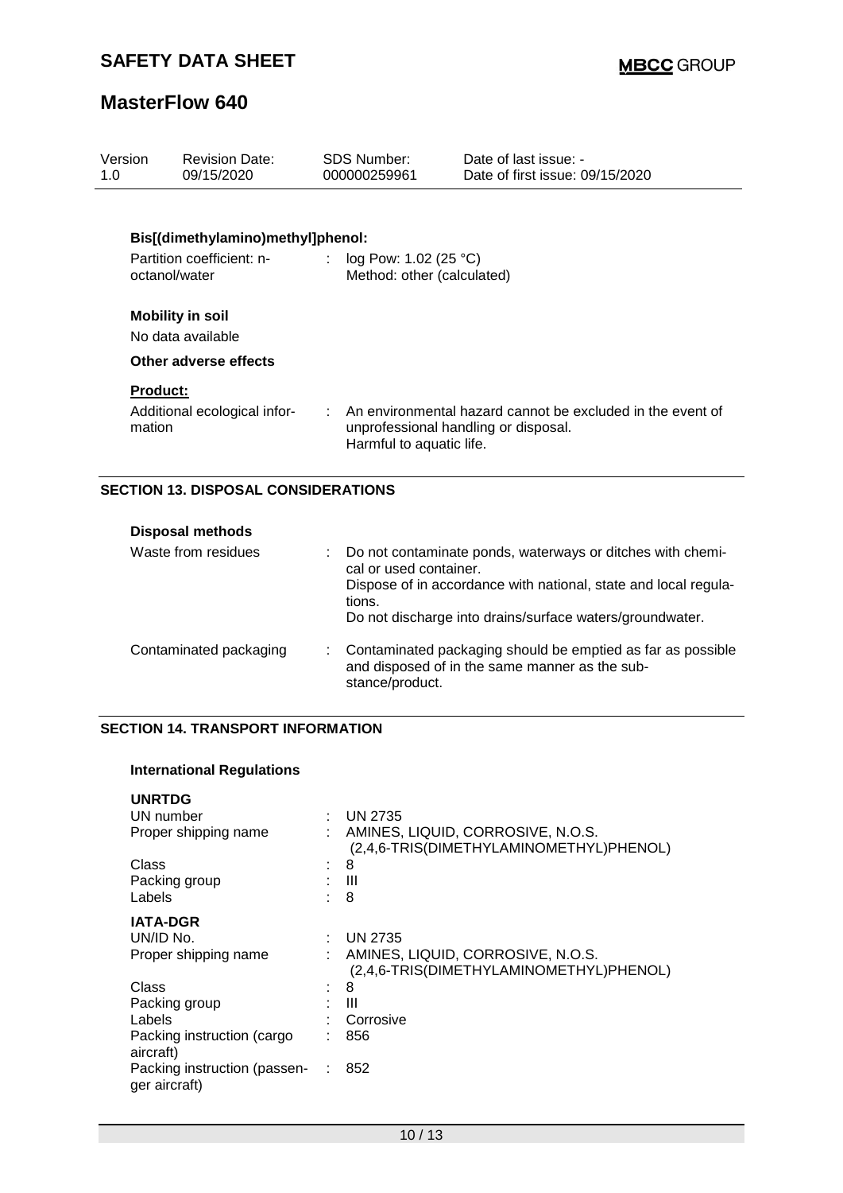**Bis[(dimethylamino)methyl]phenol:**

| | | |
|---|---|---|
| Partition coefficient: n-octanol/water | : | log Pow: 1.02 (25 °C)<br>Method: other (calculated) |

**Mobility in soil**

No data available

**Other adverse effects**

**Product:**

| | | |
|---|---|---|
| Additional ecological information | : | An environmental hazard cannot be excluded in the event of unprofessional handling or disposal.<br>Harmful to aquatic life. |

## SECTION 13. DISPOSAL CONSIDERATIONS

**Disposal methods**

| | | |
|---|---|---|
| Waste from residues | : | Do not contaminate ponds, waterways or ditches with chemical or used container.<br>Dispose of in accordance with national, state and local regulations.<br>Do not discharge into drains/surface waters/groundwater. |
| Contaminated packaging | : | Contaminated packaging should be emptied as far as possible and disposed of in the same manner as the substance/product. |

## SECTION 14. TRANSPORT INFORMATION

**International Regulations**

**UNRTDG**

| | | |
|---|---|---|
| UN number | : | UN 2735 |
| Proper shipping name | : | AMINES, LIQUID, CORROSIVE, N.O.S.<br>(2,4,6-TRIS(DIMETHYLAMINOMETHYL)PHENOL) |
| Class | : | 8 |
| Packing group | : | III |
| Labels | : | 8 |

**IATA-DGR**

| | | |
|---|---|---|
| UN/ID No. | : | UN 2735 |
| Proper shipping name | : | AMINES, LIQUID, CORROSIVE, N.O.S.<br>(2,4,6-TRIS(DIMETHYLAMINOMETHYL)PHENOL) |
| Class | : | 8 |
| Packing group | : | III |
| Labels | : | Corrosive |
| Packing instruction (cargo aircraft) | : | 856 |
| Packing instruction (passenger aircraft) | : | 852 |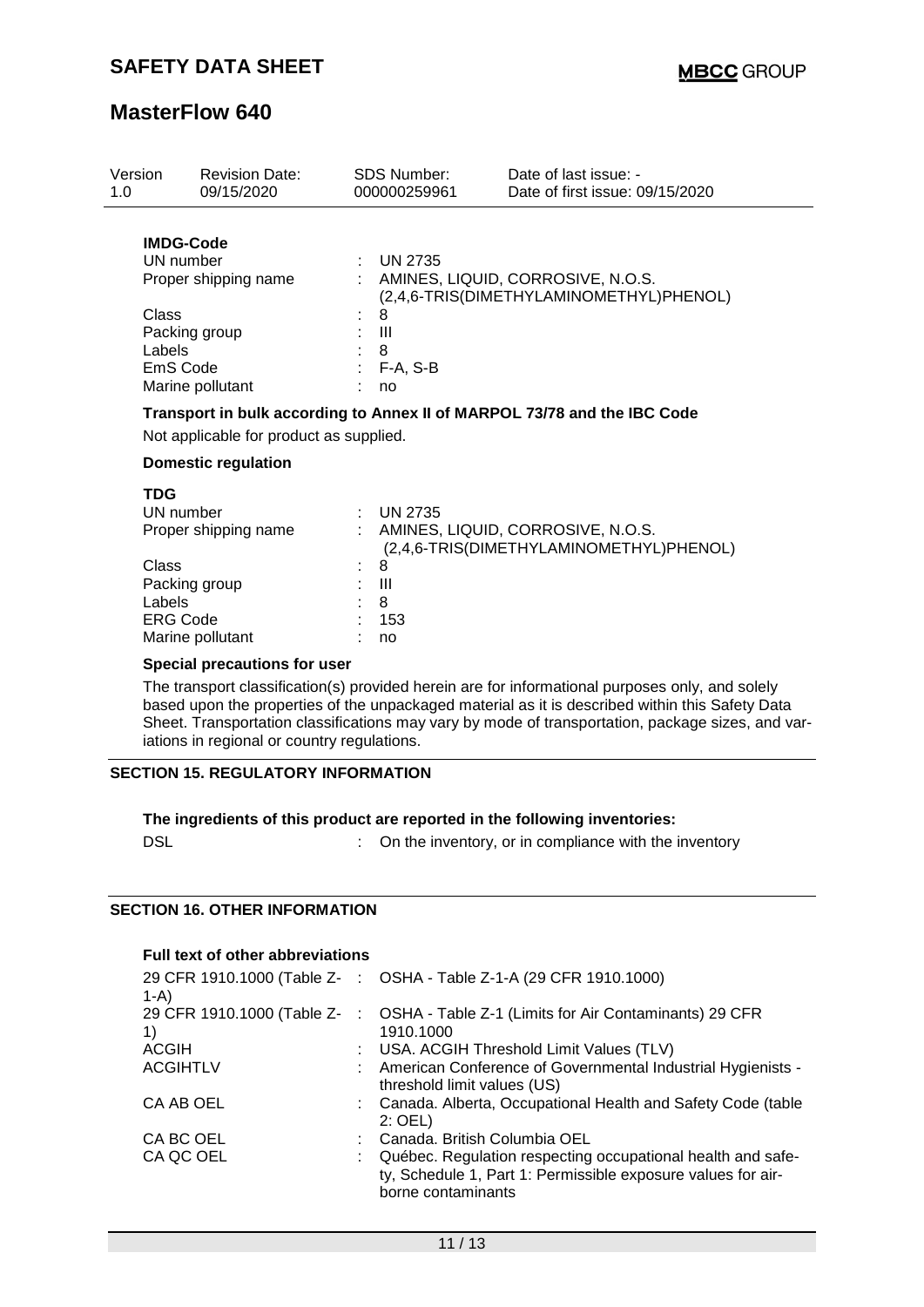| Version | Revision Date: | SDS Number: | Date of last issue: - |
| --- | --- | --- | --- |
| 1.0 | 09/15/2020 | 000000259961 | Date of first issue: 09/15/2020 |

**IMDG-Code**

| | |
| --- | --- |
| UN number | : UN 2735 |
| Proper shipping name | : AMINES, LIQUID, CORROSIVE, N.O.S. (2,4,6-TRIS(DIMETHYLAMINOMETHYL)PHENOL) |
| Class | : 8 |
| Packing group | : III |
| Labels | : 8 |
| EmS Code | : F-A, S-B |
| Marine pollutant | : no |

**Transport in bulk according to Annex II of MARPOL 73/78 and the IBC Code**

Not applicable for product as supplied.

**Domestic regulation**

**TDG**

| | |
| --- | --- |
| UN number | : UN 2735 |
| Proper shipping name | : AMINES, LIQUID, CORROSIVE, N.O.S. (2,4,6-TRIS(DIMETHYLAMINOMETHYL)PHENOL) |
| Class | : 8 |
| Packing group | : III |
| Labels | : 8 |
| ERG Code | : 153 |
| Marine pollutant | : no |

**Special precautions for user**

The transport classification(s) provided herein are for informational purposes only, and solely based upon the properties of the unpackaged material as it is described within this Safety Data Sheet. Transportation classifications may vary by mode of transportation, package sizes, and variations in regional or country regulations.

## SECTION 15. REGULATORY INFORMATION

**The ingredients of this product are reported in the following inventories:**

| | |
| --- | --- |
| DSL | : On the inventory, or in compliance with the inventory |

## SECTION 16. OTHER INFORMATION

**Full text of other abbreviations**

| | |
| --- | --- |
| 29 CFR 1910.1000 (Table Z-1-A) | : OSHA - Table Z-1-A (29 CFR 1910.1000) |
| 29 CFR 1910.1000 (Table Z-1) | : OSHA - Table Z-1 (Limits for Air Contaminants) 29 CFR 1910.1000 |
| ACGIH | : USA. ACGIH Threshold Limit Values (TLV) |
| ACGIHTLV | : American Conference of Governmental Industrial Hygienists - threshold limit values (US) |
| CA AB OEL | : Canada. Alberta, Occupational Health and Safety Code (table 2: OEL) |
| CA BC OEL | : Canada. British Columbia OEL |
| CA QC OEL | : Québec. Regulation respecting occupational health and safety, Schedule 1, Part 1: Permissible exposure values for airborne contaminants |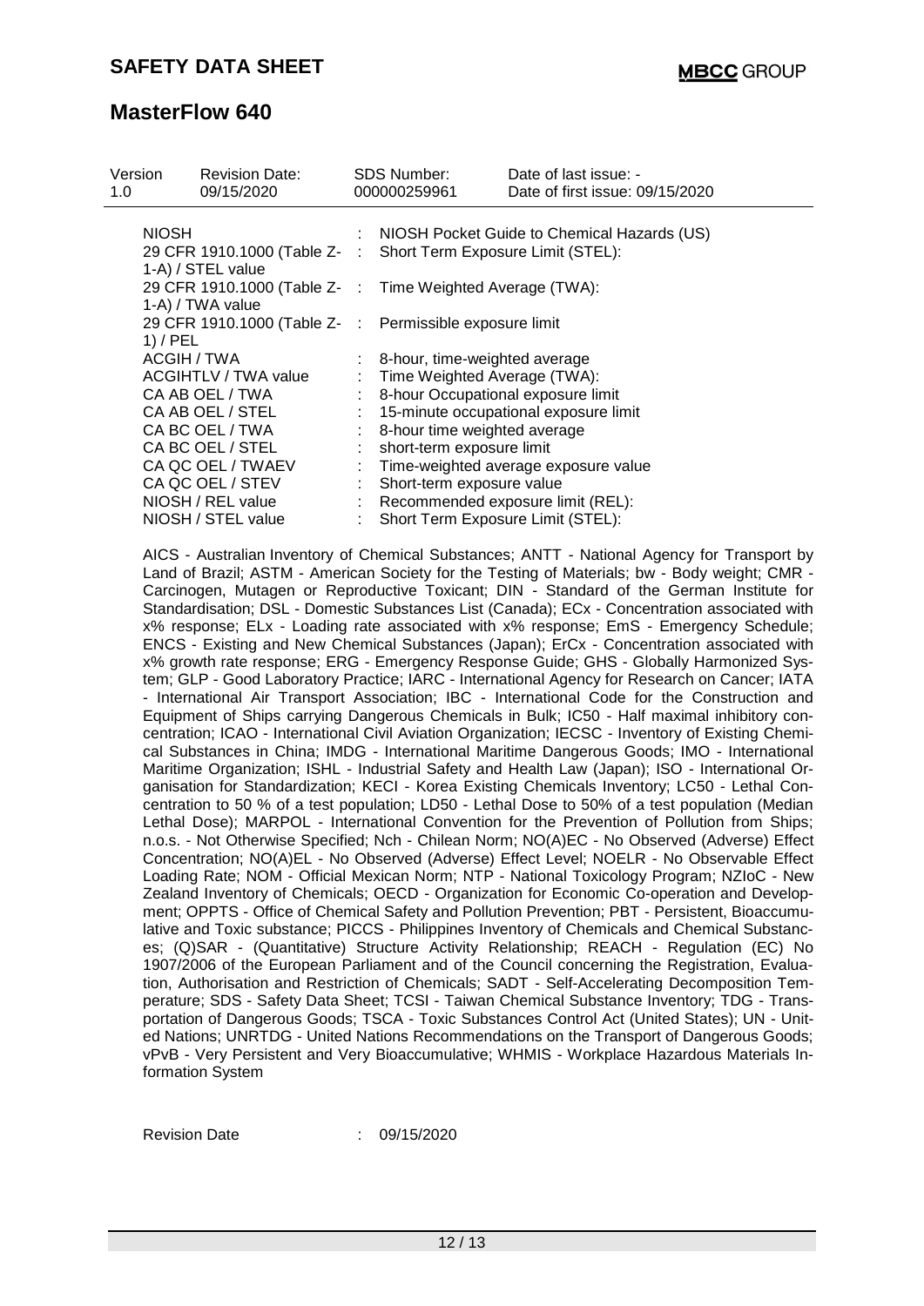| Version | Revision Date: | SDS Number: | Date of last issue: - |
|---|---|---|---|
| 1.0 | 09/15/2020 | 000000259961 | Date of first issue: 09/15/2020 |

| | | |
|---|---|---|
| NIOSH | : | NIOSH Pocket Guide to Chemical Hazards (US) |
| 29 CFR 1910.1000 (Table Z-1-A) / STEL value | : | Short Term Exposure Limit (STEL): |
| 29 CFR 1910.1000 (Table Z-1-A) / TWA value | : | Time Weighted Average (TWA): |
| 29 CFR 1910.1000 (Table Z-1) / PEL | : | Permissible exposure limit |
| ACGIH / TWA | : | 8-hour, time-weighted average |
| ACGIHTLV / TWA value | : | Time Weighted Average (TWA): |
| CA AB OEL / TWA | : | 8-hour Occupational exposure limit |
| CA AB OEL / STEL | : | 15-minute occupational exposure limit |
| CA BC OEL / TWA | : | 8-hour time weighted average |
| CA BC OEL / STEL | : | short-term exposure limit |
| CA QC OEL / TWAEV | : | Time-weighted average exposure value |
| CA QC OEL / STEV | : | Short-term exposure value |
| NIOSH / REL value | : | Recommended exposure limit (REL): |
| NIOSH / STEL value | : | Short Term Exposure Limit (STEL): |

AICS - Australian Inventory of Chemical Substances; ANTT - National Agency for Transport by Land of Brazil; ASTM - American Society for the Testing of Materials; bw - Body weight; CMR - Carcinogen, Mutagen or Reproductive Toxicant; DIN - Standard of the German Institute for Standardisation; DSL - Domestic Substances List (Canada); ECx - Concentration associated with x% response; ELx - Loading rate associated with x% response; EmS - Emergency Schedule; ENCS - Existing and New Chemical Substances (Japan); ErCx - Concentration associated with x% growth rate response; ERG - Emergency Response Guide; GHS - Globally Harmonized System; GLP - Good Laboratory Practice; IARC - International Agency for Research on Cancer; IATA - International Air Transport Association; IBC - International Code for the Construction and Equipment of Ships carrying Dangerous Chemicals in Bulk; IC50 - Half maximal inhibitory concentration; ICAO - International Civil Aviation Organization; IECSC - Inventory of Existing Chemical Substances in China; IMDG - International Maritime Dangerous Goods; IMO - International Maritime Organization; ISHL - Industrial Safety and Health Law (Japan); ISO - International Organisation for Standardization; KECI - Korea Existing Chemicals Inventory; LC50 - Lethal Concentration to 50 % of a test population; LD50 - Lethal Dose to 50% of a test population (Median Lethal Dose); MARPOL - International Convention for the Prevention of Pollution from Ships; n.o.s. - Not Otherwise Specified; Nch - Chilean Norm; NO(A)EC - No Observed (Adverse) Effect Concentration; NO(A)EL - No Observed (Adverse) Effect Level; NOELR - No Observable Effect Loading Rate; NOM - Official Mexican Norm; NTP - National Toxicology Program; NZIoC - New Zealand Inventory of Chemicals; OECD - Organization for Economic Co-operation and Development; OPPTS - Office of Chemical Safety and Pollution Prevention; PBT - Persistent, Bioaccumulative and Toxic substance; PICCS - Philippines Inventory of Chemicals and Chemical Substances; (Q)SAR - (Quantitative) Structure Activity Relationship; REACH - Regulation (EC) No 1907/2006 of the European Parliament and of the Council concerning the Registration, Evaluation, Authorisation and Restriction of Chemicals; SADT - Self-Accelerating Decomposition Temperature; SDS - Safety Data Sheet; TCSI - Taiwan Chemical Substance Inventory; TDG - Transportation of Dangerous Goods; TSCA - Toxic Substances Control Act (United States); UN - United Nations; UNRTDG - United Nations Recommendations on the Transport of Dangerous Goods; vPvB - Very Persistent and Very Bioaccumulative; WHMIS - Workplace Hazardous Materials Information System

Revision Date : 09/15/2020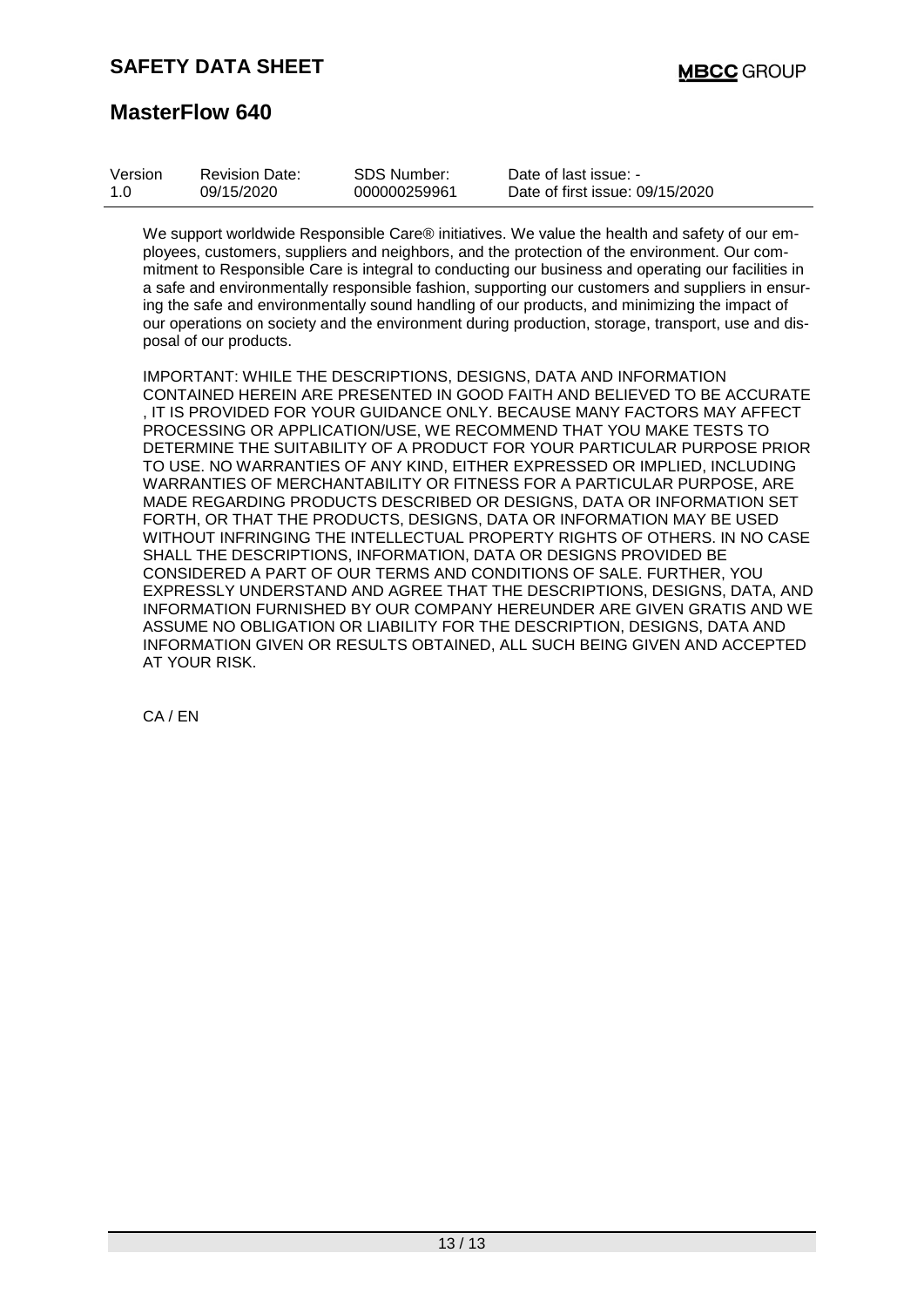We support worldwide Responsible Care® initiatives. We value the health and safety of our employees, customers, suppliers and neighbors, and the protection of the environment. Our commitment to Responsible Care is integral to conducting our business and operating our facilities in a safe and environmentally responsible fashion, supporting our customers and suppliers in ensuring the safe and environmentally sound handling of our products, and minimizing the impact of our operations on society and the environment during production, storage, transport, use and disposal of our products.

IMPORTANT: WHILE THE DESCRIPTIONS, DESIGNS, DATA AND INFORMATION CONTAINED HEREIN ARE PRESENTED IN GOOD FAITH AND BELIEVED TO BE ACCURATE , IT IS PROVIDED FOR YOUR GUIDANCE ONLY. BECAUSE MANY FACTORS MAY AFFECT PROCESSING OR APPLICATION/USE, WE RECOMMEND THAT YOU MAKE TESTS TO DETERMINE THE SUITABILITY OF A PRODUCT FOR YOUR PARTICULAR PURPOSE PRIOR TO USE. NO WARRANTIES OF ANY KIND, EITHER EXPRESSED OR IMPLIED, INCLUDING WARRANTIES OF MERCHANTABILITY OR FITNESS FOR A PARTICULAR PURPOSE, ARE MADE REGARDING PRODUCTS DESCRIBED OR DESIGNS, DATA OR INFORMATION SET FORTH, OR THAT THE PRODUCTS, DESIGNS, DATA OR INFORMATION MAY BE USED WITHOUT INFRINGING THE INTELLECTUAL PROPERTY RIGHTS OF OTHERS. IN NO CASE SHALL THE DESCRIPTIONS, INFORMATION, DATA OR DESIGNS PROVIDED BE CONSIDERED A PART OF OUR TERMS AND CONDITIONS OF SALE. FURTHER, YOU EXPRESSLY UNDERSTAND AND AGREE THAT THE DESCRIPTIONS, DESIGNS, DATA, AND INFORMATION FURNISHED BY OUR COMPANY HEREUNDER ARE GIVEN GRATIS AND WE ASSUME NO OBLIGATION OR LIABILITY FOR THE DESCRIPTION, DESIGNS, DATA AND INFORMATION GIVEN OR RESULTS OBTAINED, ALL SUCH BEING GIVEN AND ACCEPTED AT YOUR RISK.

CA / EN